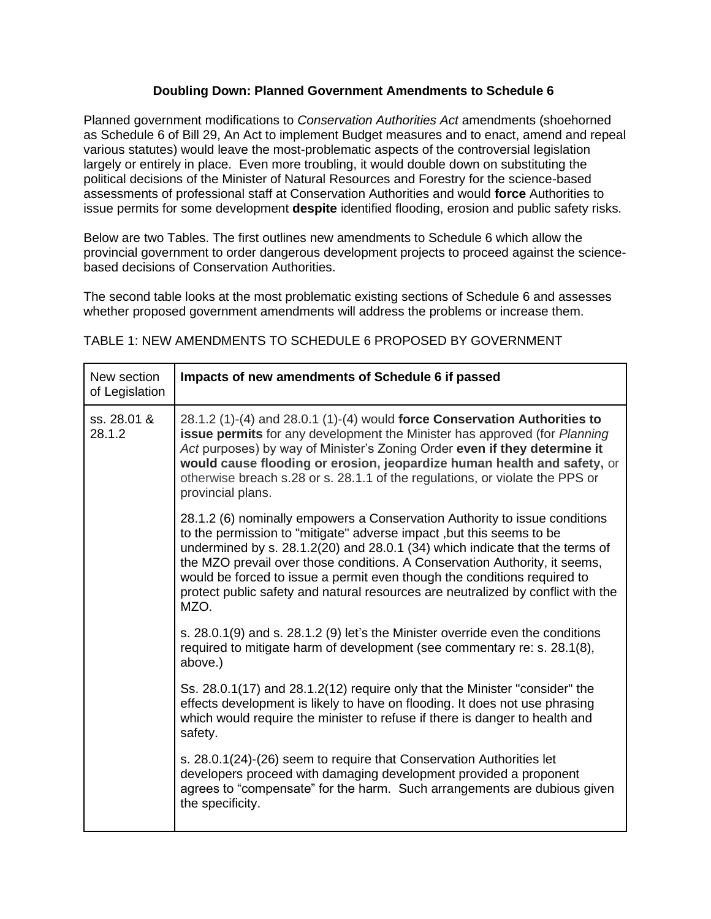**Doubling Down: Planned Government Amendments to Schedule 6**

Planned government modifications to *Conservation Authorities Act* amendments (shoehorned as Schedule 6 of Bill 29, An Act to implement Budget measures and to enact, amend and repeal various statutes) would leave the most-problematic aspects of the controversial legislation largely or entirely in place. Even more troubling, it would double down on substituting the political decisions of the Minister of Natural Resources and Forestry for the science-based assessments of professional staff at Conservation Authorities and would **force** Authorities to issue permits for some development **despite** identified flooding, erosion and public safety risks.

Below are two Tables. The first outlines new amendments to Schedule 6 which allow the provincial government to order dangerous development projects to proceed against the science-based decisions of Conservation Authorities.

The second table looks at the most problematic existing sections of Schedule 6 and assesses whether proposed government amendments will address the problems or increase them.

TABLE 1: NEW AMENDMENTS TO SCHEDULE 6 PROPOSED BY GOVERNMENT

| New section of Legislation | **Impacts of new amendments of Schedule 6 if passed** |
|---|---|
| ss. 28.01 & 28.1.2 | 28.1.2 (1)-(4) and 28.0.1 (1)-(4) would **force Conservation Authorities to issue permits** for any development the Minister has approved (for *Planning Act* purposes) by way of Minister's Zoning Order **even if they determine it would cause flooding or erosion, jeopardize human health and safety,** or otherwise breach s.28 or s. 28.1.1 of the regulations, or violate the PPS or provincial plans.<br><br>28.1.2 (6) nominally empowers a Conservation Authority to issue conditions to the permission to "mitigate" adverse impact ,but this seems to be undermined by s. 28.1.2(20) and 28.0.1 (34) which indicate that the terms of the MZO prevail over those conditions. A Conservation Authority, it seems, would be forced to issue a permit even though the conditions required to protect public safety and natural resources are neutralized by conflict with the MZO.<br><br>s. 28.0.1(9) and s. 28.1.2 (9) let's the Minister override even the conditions required to mitigate harm of development (see commentary re: s. 28.1(8), above.)<br><br>Ss. 28.0.1(17) and 28.1.2(12) require only that the Minister "consider" the effects development is likely to have on flooding. It does not use phrasing which would require the minister to refuse if there is danger to health and safety.<br><br>s. 28.0.1(24)-(26) seem to require that Conservation Authorities let developers proceed with damaging development provided a proponent agrees to "compensate" for the harm. Such arrangements are dubious given the specificity. |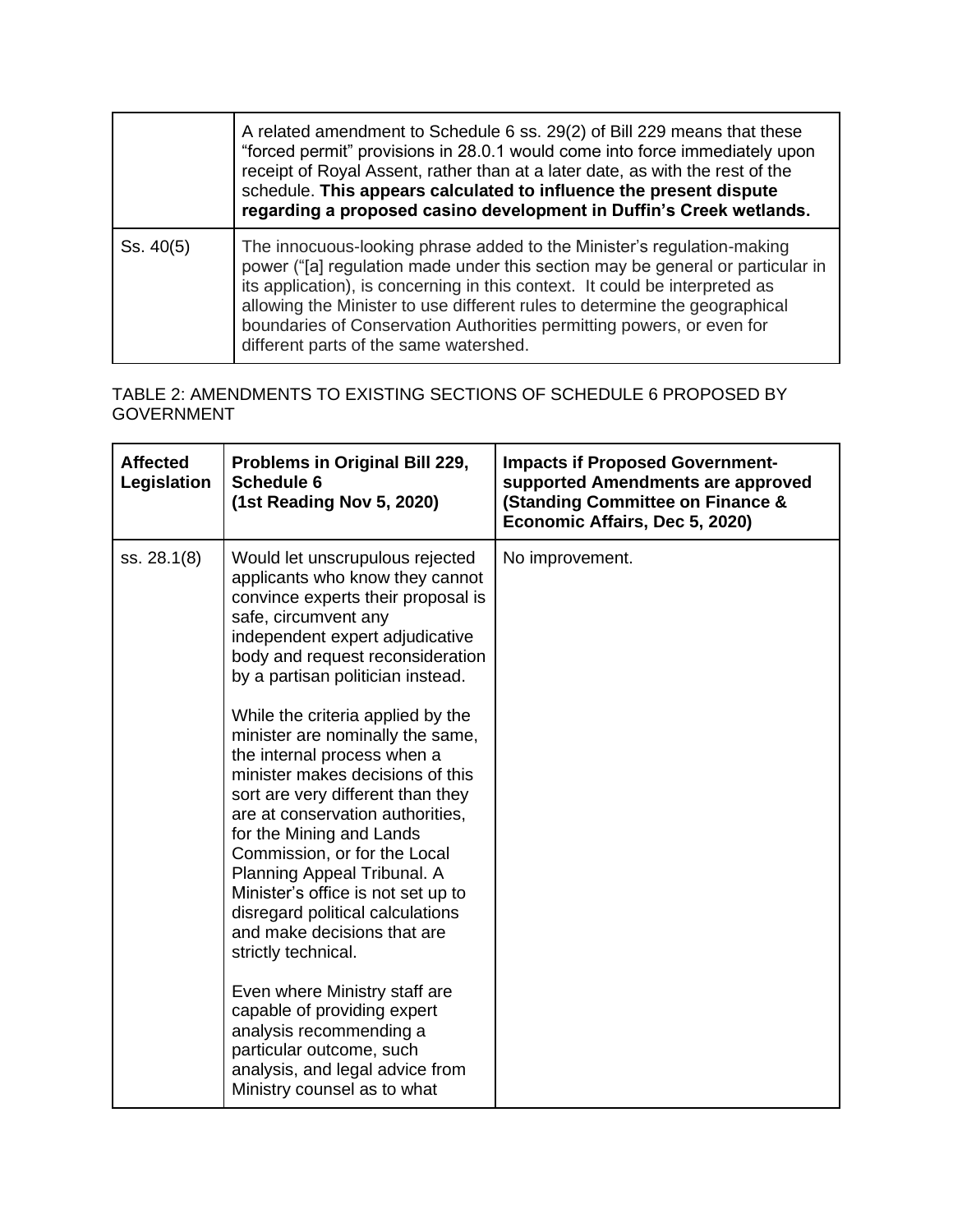| | |
|---|---|
| | A related amendment to Schedule 6 ss. 29(2) of Bill 229 means that these "forced permit" provisions in 28.0.1 would come into force immediately upon receipt of Royal Assent, rather than at a later date, as with the rest of the schedule. **This appears calculated to influence the present dispute regarding a proposed casino development in Duffin's Creek wetlands.** |
| Ss. 40(5) | The innocuous-looking phrase added to the Minister's regulation-making power ("[a] regulation made under this section may be general or particular in its application), is concerning in this context. It could be interpreted as allowing the Minister to use different rules to determine the geographical boundaries of Conservation Authorities permitting powers, or even for different parts of the same watershed. |

TABLE 2: AMENDMENTS TO EXISTING SECTIONS OF SCHEDULE 6 PROPOSED BY GOVERNMENT

| **Affected Legislation** | **Problems in Original Bill 229, Schedule 6 (1st Reading Nov 5, 2020)** | **Impacts if Proposed Government-supported Amendments are approved (Standing Committee on Finance & Economic Affairs, Dec 5, 2020)** |
|---|---|---|
| ss. 28.1(8) | Would let unscrupulous rejected applicants who know they cannot convince experts their proposal is safe, circumvent any independent expert adjudicative body and request reconsideration by a partisan politician instead.<br><br>While the criteria applied by the minister are nominally the same, the internal process when a minister makes decisions of this sort are very different than they are at conservation authorities, for the Mining and Lands Commission, or for the Local Planning Appeal Tribunal. A Minister's office is not set up to disregard political calculations and make decisions that are strictly technical.<br><br>Even where Ministry staff are capable of providing expert analysis recommending a particular outcome, such analysis, and legal advice from Ministry counsel as to what | No improvement. |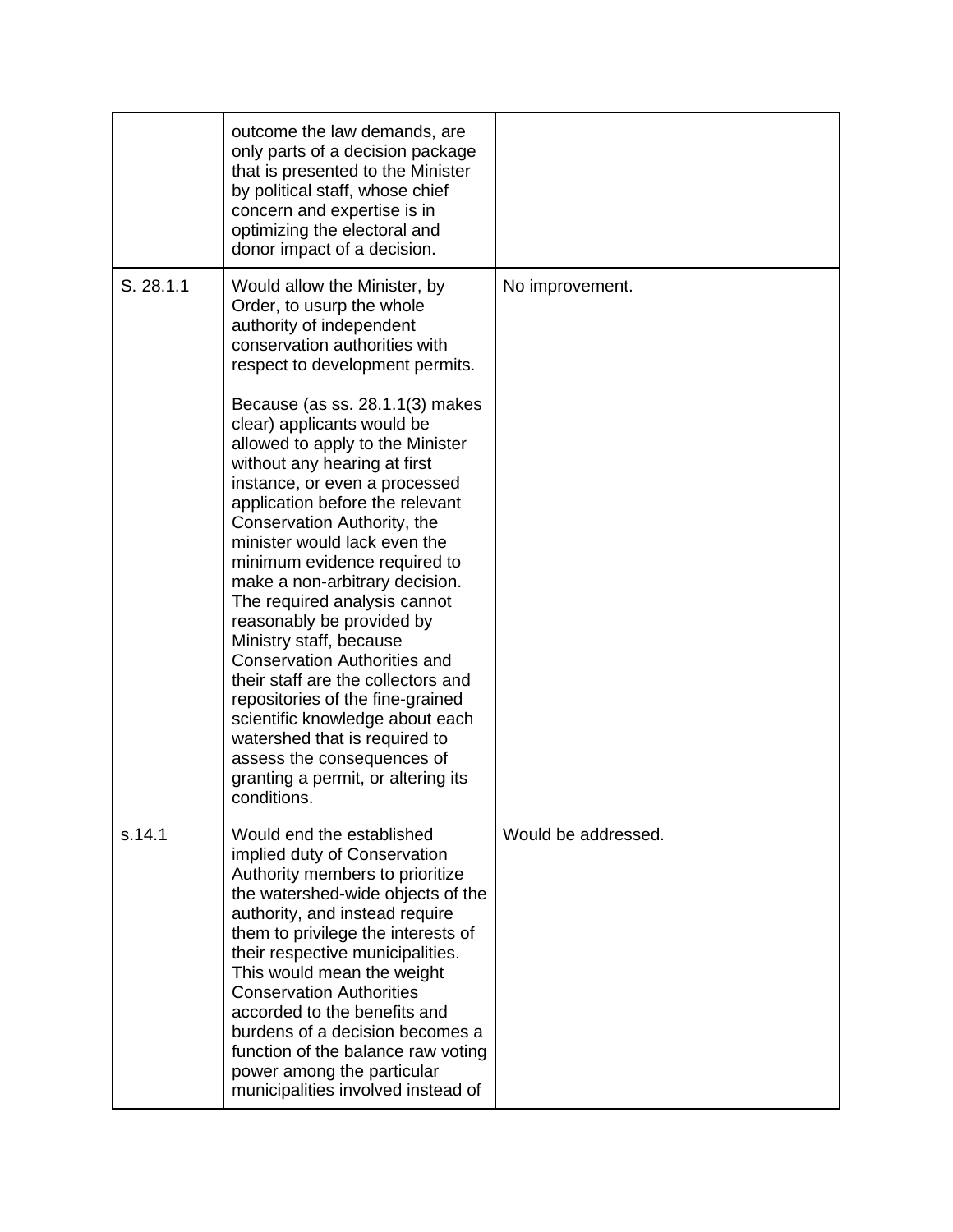| | | |
|---|---|---|
| | outcome the law demands, are only parts of a decision package that is presented to the Minister by political staff, whose chief concern and expertise is in optimizing the electoral and donor impact of a decision. | |
| S. 28.1.1 | Would allow the Minister, by Order, to usurp the whole authority of independent conservation authorities with respect to development permits.<br><br>Because (as ss. 28.1.1(3) makes clear) applicants would be allowed to apply to the Minister without any hearing at first instance, or even a processed application before the relevant Conservation Authority, the minister would lack even the minimum evidence required to make a non-arbitrary decision. The required analysis cannot reasonably be provided by Ministry staff, because Conservation Authorities and their staff are the collectors and repositories of the fine-grained scientific knowledge about each watershed that is required to assess the consequences of granting a permit, or altering its conditions. | No improvement. |
| s.14.1 | Would end the established implied duty of Conservation Authority members to prioritize the watershed-wide objects of the authority, and instead require them to privilege the interests of their respective municipalities. This would mean the weight Conservation Authorities accorded to the benefits and burdens of a decision becomes a function of the balance raw voting power among the particular municipalities involved instead of | Would be addressed. |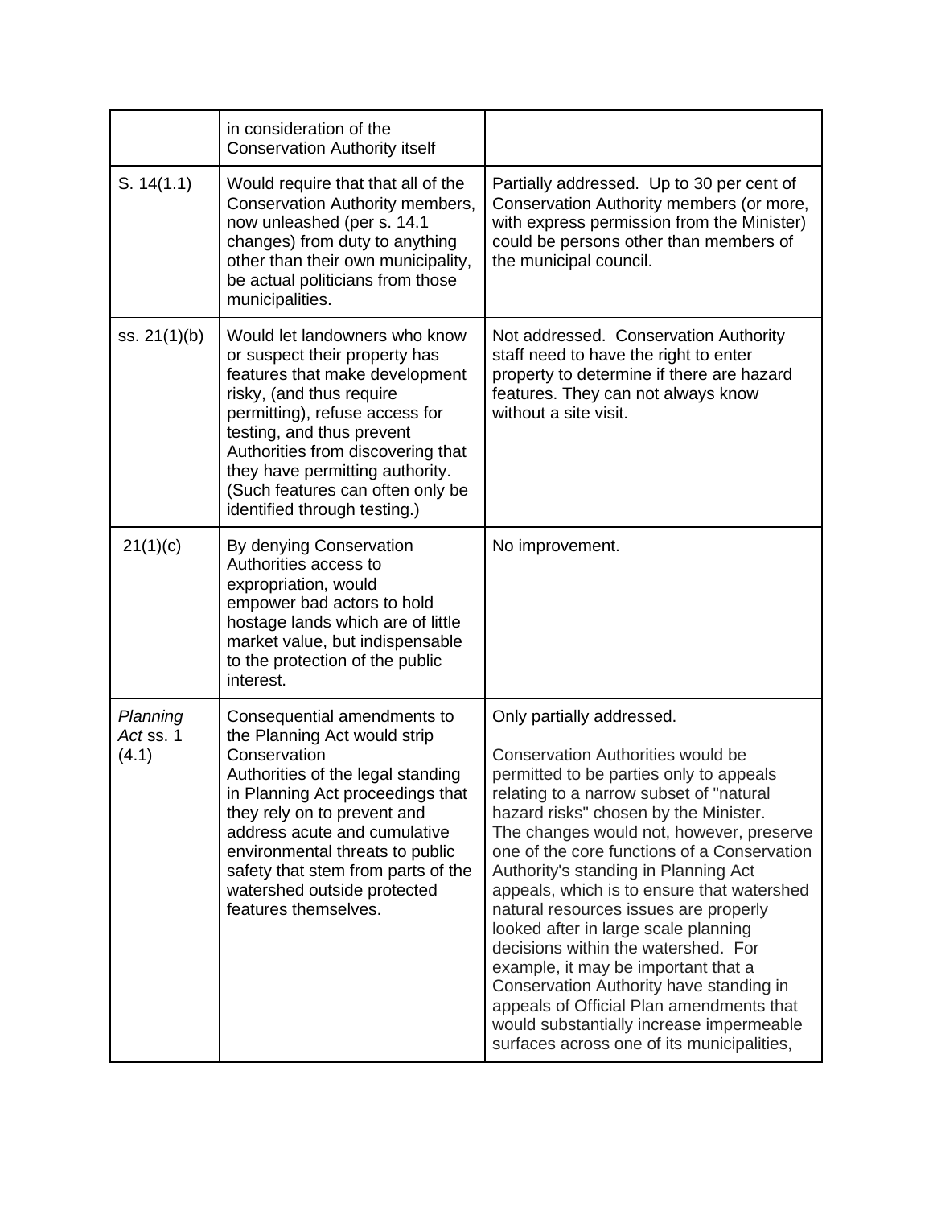| | | |
|---|---|---|
| | in consideration of the Conservation Authority itself | |
| S. 14(1.1) | Would require that that all of the Conservation Authority members, now unleashed (per s. 14.1 changes) from duty to anything other than their own municipality, be actual politicians from those municipalities. | Partially addressed. Up to 30 per cent of Conservation Authority members (or more, with express permission from the Minister) could be persons other than members of the municipal council. |
| ss. 21(1)(b) | Would let landowners who know or suspect their property has features that make development risky, (and thus require permitting), refuse access for testing, and thus prevent Authorities from discovering that they have permitting authority. (Such features can often only be identified through testing.) | Not addressed. Conservation Authority staff need to have the right to enter property to determine if there are hazard features. They can not always know without a site visit. |
| 21(1)(c) | By denying Conservation Authorities access to expropriation, would empower bad actors to hold hostage lands which are of little market value, but indispensable to the protection of the public interest. | No improvement. |
| *Planning Act* ss. 1 (4.1) | Consequential amendments to the Planning Act would strip Conservation Authorities of the legal standing in Planning Act proceedings that they rely on to prevent and address acute and cumulative environmental threats to public safety that stem from parts of the watershed outside protected features themselves. | Only partially addressed.<br><br>Conservation Authorities would be permitted to be parties only to appeals relating to a narrow subset of "natural hazard risks" chosen by the Minister. The changes would not, however, preserve one of the core functions of a Conservation Authority's standing in Planning Act appeals, which is to ensure that watershed natural resources issues are properly looked after in large scale planning decisions within the watershed. For example, it may be important that a Conservation Authority have standing in appeals of Official Plan amendments that would substantially increase impermeable surfaces across one of its municipalities, |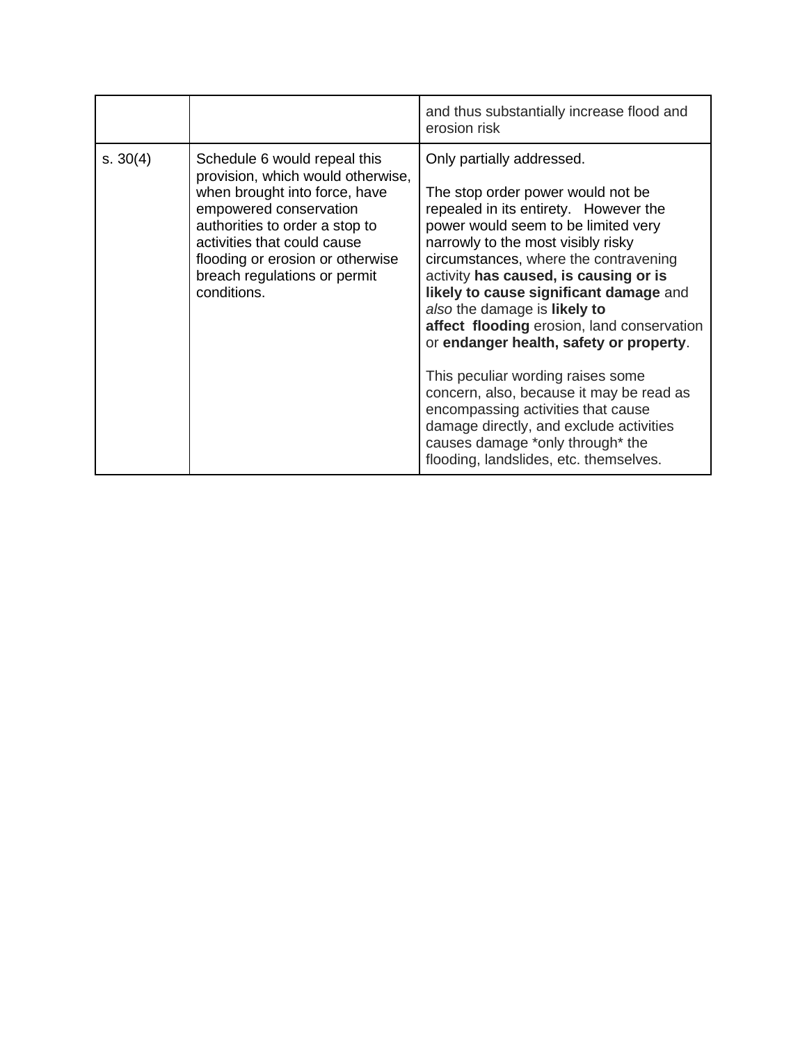| | | |
|---|---|---|
| | | and thus substantially increase flood and erosion risk |
| s. 30(4) | Schedule 6 would repeal this provision, which would otherwise, when brought into force, have empowered conservation authorities to order a stop to activities that could cause flooding or erosion or otherwise breach regulations or permit conditions. | Only partially addressed.<br><br>The stop order power would not be repealed in its entirety. However the power would seem to be limited very narrowly to the most visibly risky circumstances, where the contravening activity **has caused, is causing or is likely to cause significant damage** and *also* the damage is **likely to affect flooding** erosion, land conservation or **endanger health, safety or property**.<br><br>This peculiar wording raises some concern, also, because it may be read as encompassing activities that cause damage directly, and exclude activities causes damage *only through* the flooding, landslides, etc. themselves. |